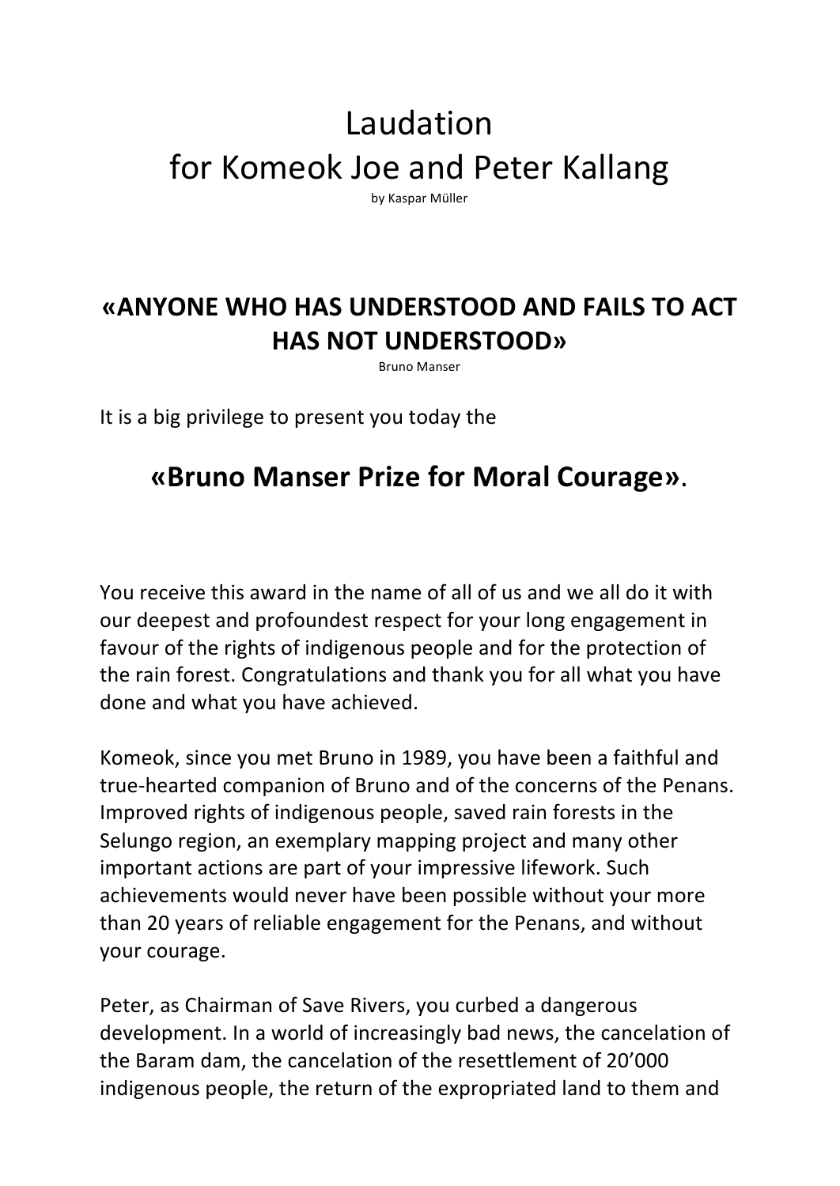# Laudation
# for Komeok Joe and Peter Kallang

by Kaspar Müller

## «ANYONE WHO HAS UNDERSTOOD AND FAILS TO ACT HAS NOT UNDERSTOOD»

Bruno Manser

It is a big privilege to present you today the

## «Bruno Manser Prize for Moral Courage».

You receive this award in the name of all of us and we all do it with our deepest and profoundest respect for your long engagement in favour of the rights of indigenous people and for the protection of the rain forest. Congratulations and thank you for all what you have done and what you have achieved.

Komeok, since you met Bruno in 1989, you have been a faithful and true-hearted companion of Bruno and of the concerns of the Penans. Improved rights of indigenous people, saved rain forests in the Selungo region, an exemplary mapping project and many other important actions are part of your impressive lifework. Such achievements would never have been possible without your more than 20 years of reliable engagement for the Penans, and without your courage.

Peter, as Chairman of Save Rivers, you curbed a dangerous development. In a world of increasingly bad news, the cancelation of the Baram dam, the cancelation of the resettlement of 20'000 indigenous people, the return of the expropriated land to them and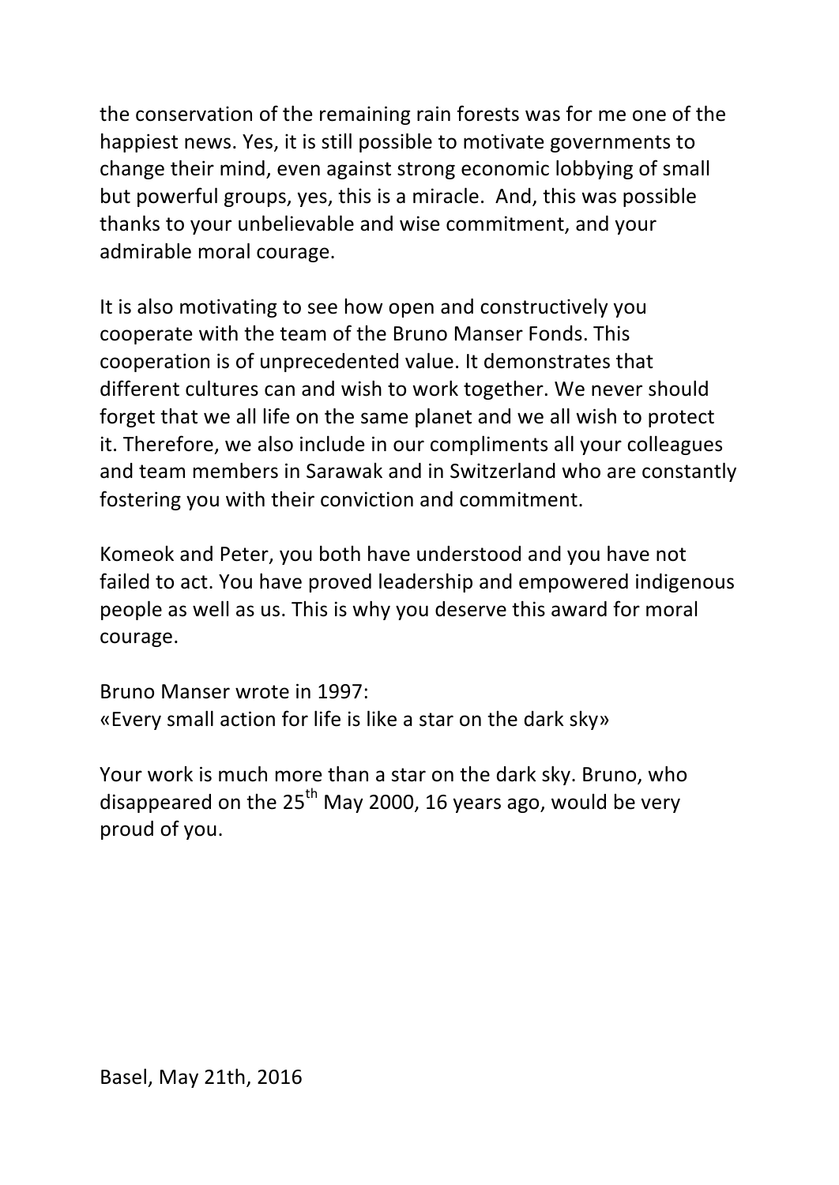the conservation of the remaining rain forests was for me one of the happiest news. Yes, it is still possible to motivate governments to change their mind, even against strong economic lobbying of small but powerful groups, yes, this is a miracle. And, this was possible thanks to your unbelievable and wise commitment, and your admirable moral courage.

It is also motivating to see how open and constructively you cooperate with the team of the Bruno Manser Fonds. This cooperation is of unprecedented value. It demonstrates that different cultures can and wish to work together. We never should forget that we all life on the same planet and we all wish to protect it. Therefore, we also include in our compliments all your colleagues and team members in Sarawak and in Switzerland who are constantly fostering you with their conviction and commitment.

Komeok and Peter, you both have understood and you have not failed to act. You have proved leadership and empowered indigenous people as well as us. This is why you deserve this award for moral courage.

Bruno Manser wrote in 1997:
«Every small action for life is like a star on the dark sky»

Your work is much more than a star on the dark sky. Bruno, who disappeared on the 25th May 2000, 16 years ago, would be very proud of you.

Basel, May 21th, 2016